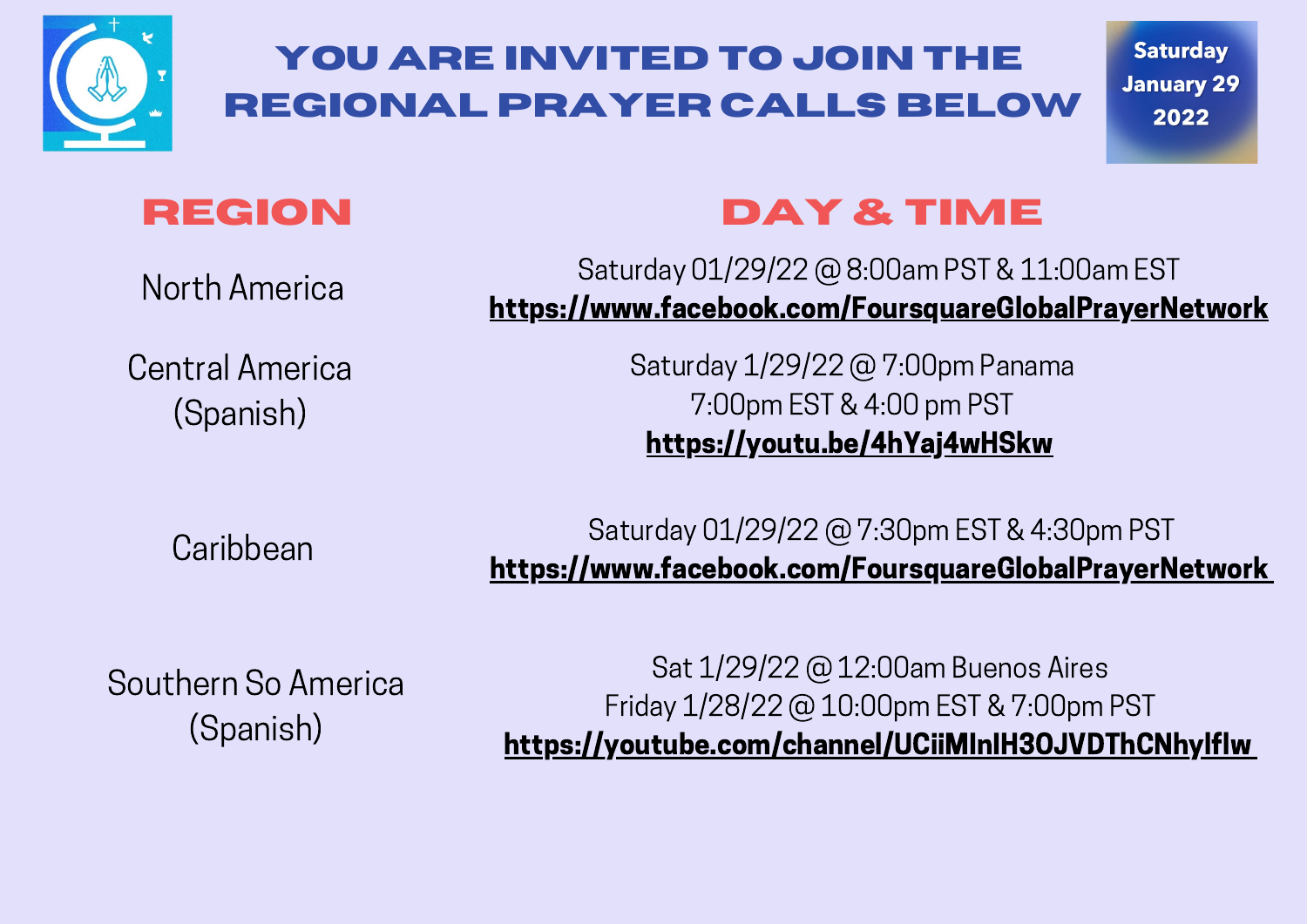# YOU ARE INVITED TO JOIN THE REGIONAL PRAYER CALLS BELOW

Saturday January 29 2022

| REGION | DAY & TIME |
| --- | --- |
| North America | Saturday 01/29/22 @ 8:00am PST & 11:00am EST **https://www.facebook.com/FoursquareGlobalPrayerNetwork** |
| Central America (Spanish) | Saturday 1/29/22 @ 7:00pm Panama 7:00pm EST & 4:00 pm PST **https://youtu.be/4hYaj4wHSkw** |
| Caribbean | Saturday 01/29/22 @ 7:30pm EST & 4:30pm PST **https://www.facebook.com/FoursquareGlobalPrayerNetwork** |
| Southern So America (Spanish) | Sat 1/29/22 @ 12:00am Buenos Aires Friday 1/28/22 @ 10:00pm EST & 7:00pm PST **https://youtube.com/channel/UCiiMlnlH3OJVDThCNhylflw** |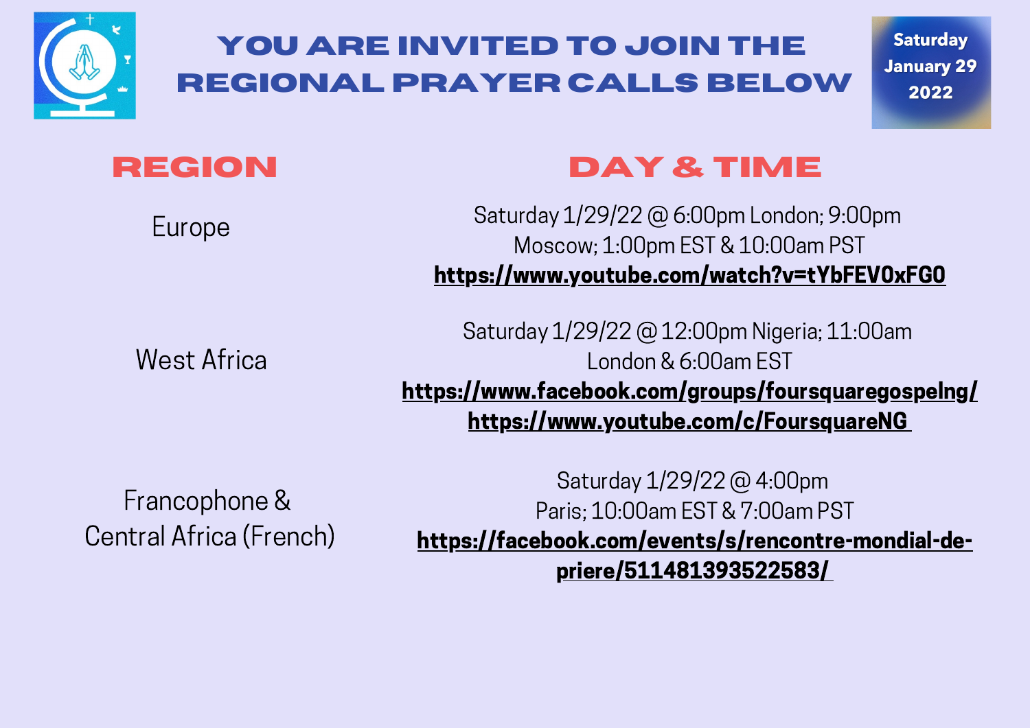# YOU ARE INVITED TO JOIN THE REGIONAL PRAYER CALLS BELOW

**Saturday January 29 2022**

| REGION | DAY & TIME |
| --- | --- |
| Europe | Saturday 1/29/22 @ 6:00pm London; 9:00pm Moscow; 1:00pm EST & 10:00am PST **https://www.youtube.com/watch?v=tYbFEV0xFG0** |
| West Africa | Saturday 1/29/22 @ 12:00pm Nigeria; 11:00am London & 6:00am EST **https://www.facebook.com/groups/foursquaregospelng/** **https://www.youtube.com/c/FoursquareNG** |
| Francophone & Central Africa (French) | Saturday 1/29/22 @ 4:00pm Paris; 10:00am EST & 7:00am PST **https://facebook.com/events/s/rencontre-mondial-de-priere/511481393522583/** |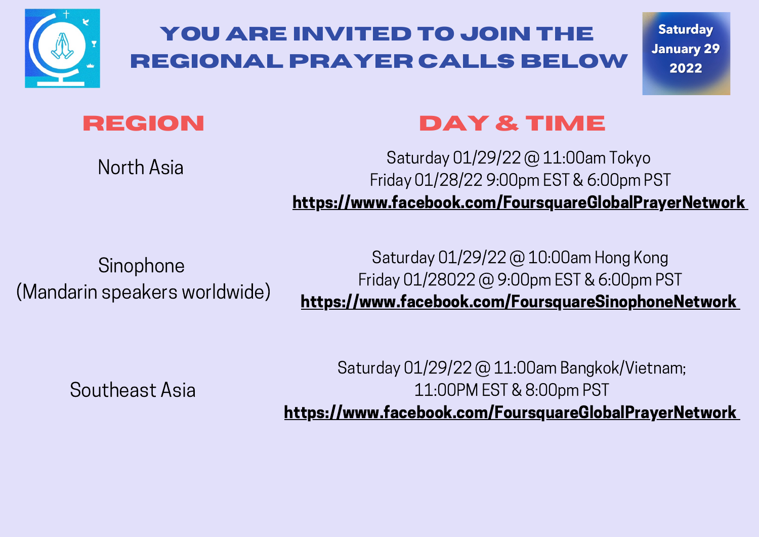# YOU ARE INVITED TO JOIN THE REGIONAL PRAYER CALLS BELOW

**Saturday January 29 2022**

| REGION | DAY & TIME |
| --- | --- |
| North Asia | Saturday 01/29/22 @ 11:00am Tokyo<br>Friday 01/28/22 9:00pm EST & 6:00pm PST<br>**https://www.facebook.com/FoursquareGlobalPrayerNetwork** |
| Sinophone<br>(Mandarin speakers worldwide) | Saturday 01/29/22 @ 10:00am Hong Kong<br>Friday 01/28022 @ 9:00pm EST & 6:00pm PST<br>**https://www.facebook.com/FoursquareSinophoneNetwork** |
| Southeast Asia | Saturday 01/29/22 @ 11:00am Bangkok/Vietnam;<br>11:00PM EST & 8:00pm PST<br>**https://www.facebook.com/FoursquareGlobalPrayerNetwork** |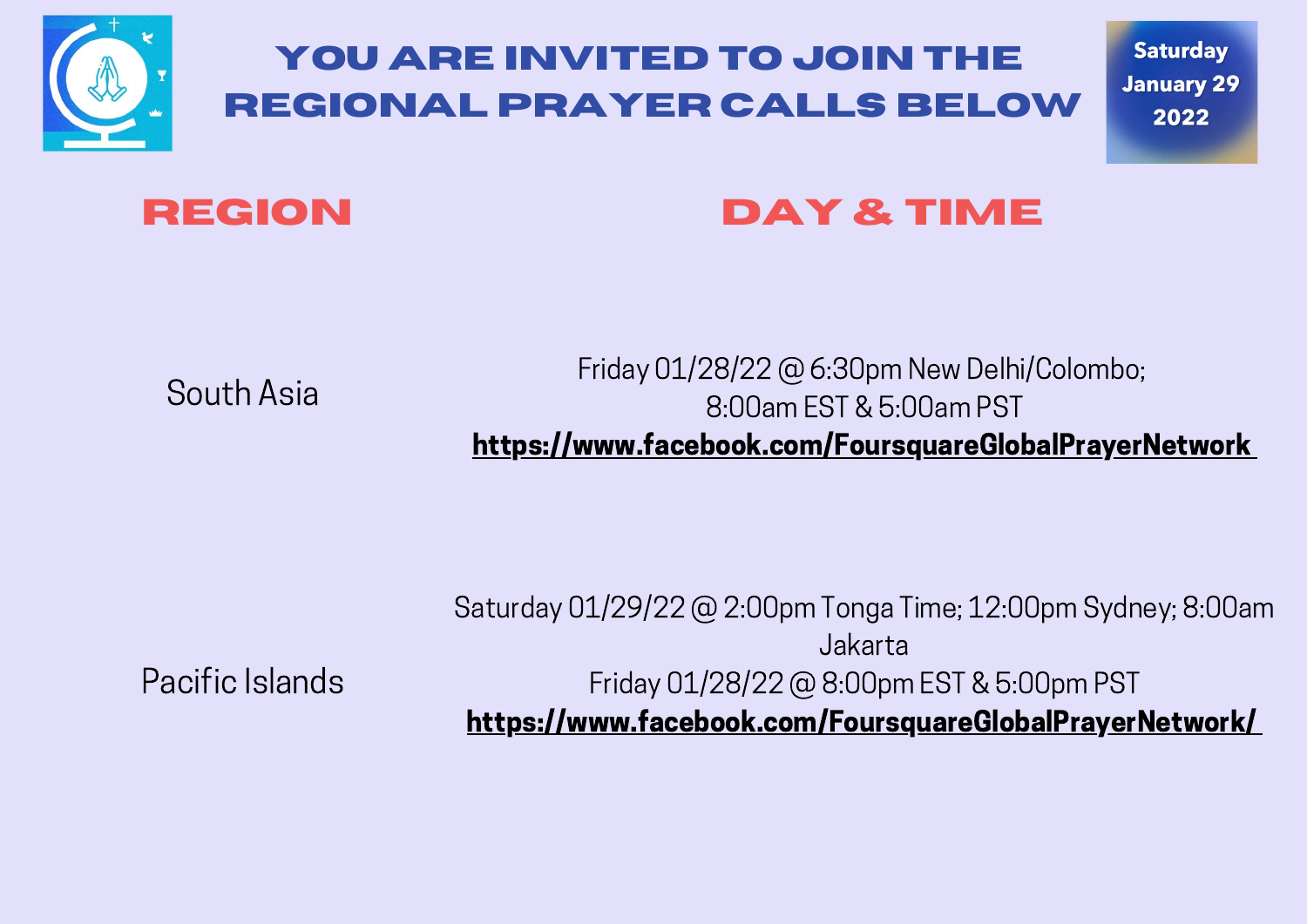# YOU ARE INVITED TO JOIN THE REGIONAL PRAYER CALLS BELOW

**Saturday January 29 2022**

| REGION | DAY & TIME |
| --- | --- |
| South Asia | Friday 01/28/22 @ 6:30pm New Delhi/Colombo; 8:00am EST & 5:00am PST **https://www.facebook.com/FoursquareGlobalPrayerNetwork** |
| Pacific Islands | Saturday 01/29/22 @ 2:00pm Tonga Time; 12:00pm Sydney; 8:00am Jakarta Friday 01/28/22 @ 8:00pm EST & 5:00pm PST **https://www.facebook.com/FoursquareGlobalPrayerNetwork/** |